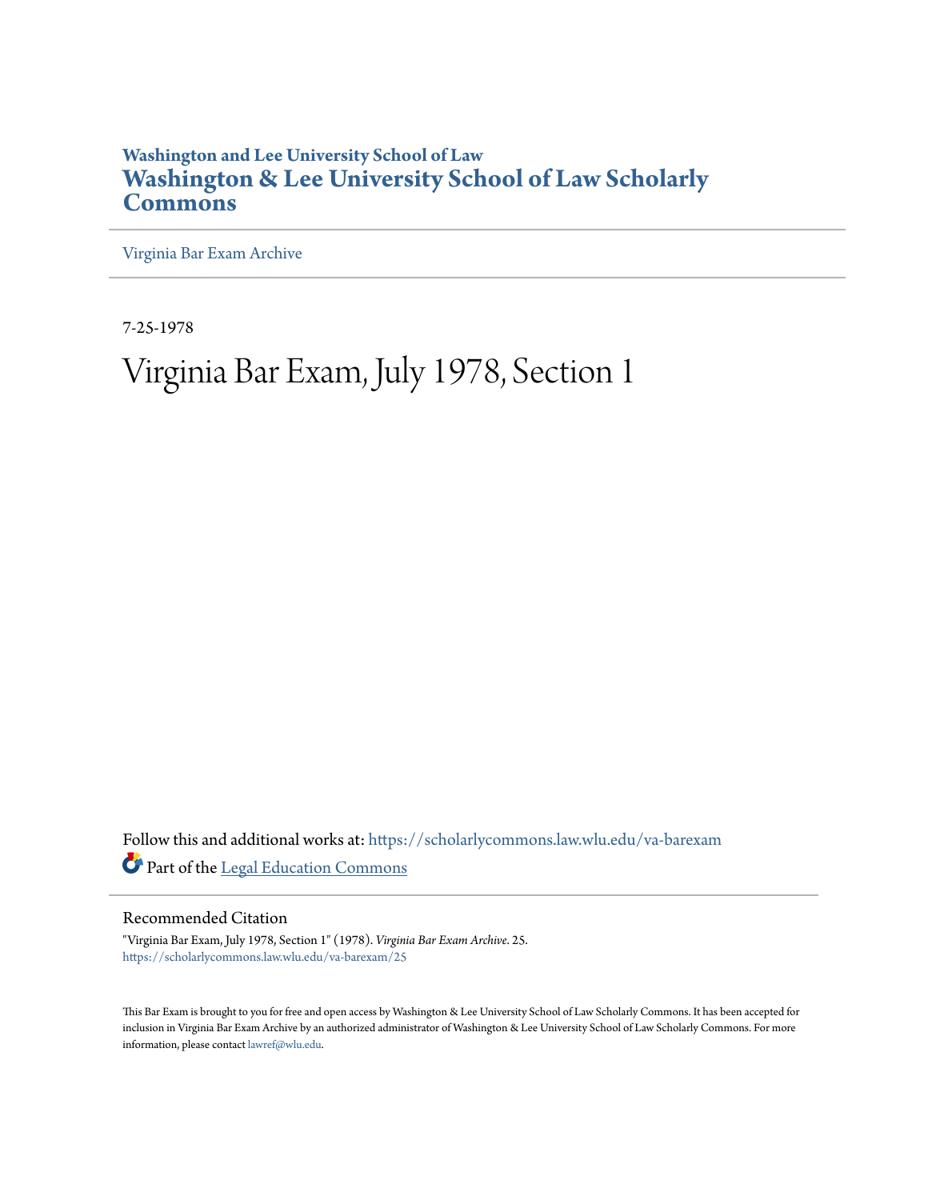Washington and Lee University School of Law

# Washington & Lee University School of Law Scholarly Commons

Virginia Bar Exam Archive

7-25-1978

# Virginia Bar Exam, July 1978, Section 1

Follow this and additional works at: https://scholarlycommons.law.wlu.edu/va-barexam

Part of the Legal Education Commons

## Recommended Citation

"Virginia Bar Exam, July 1978, Section 1" (1978). *Virginia Bar Exam Archive*. 25.
https://scholarlycommons.law.wlu.edu/va-barexam/25

This Bar Exam is brought to you for free and open access by Washington & Lee University School of Law Scholarly Commons. It has been accepted for inclusion in Virginia Bar Exam Archive by an authorized administrator of Washington & Lee University School of Law Scholarly Commons. For more information, please contact lawref@wlu.edu.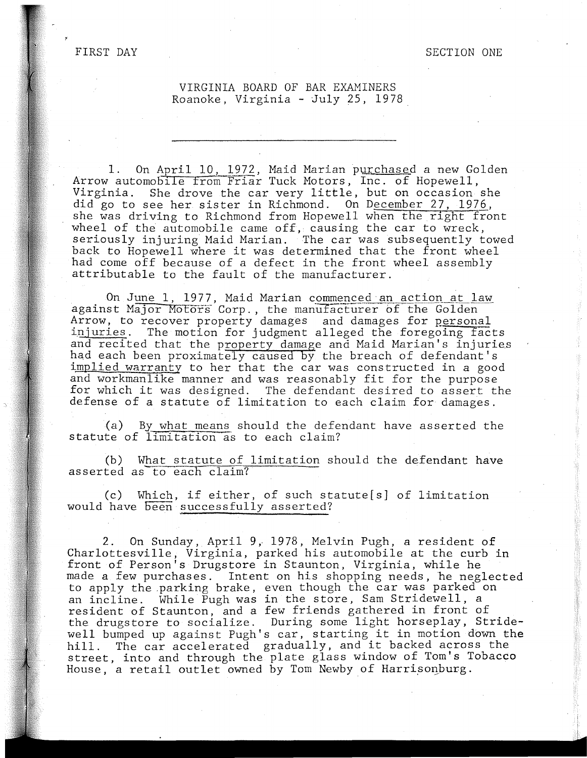FIRST DAY SECTION ONE

VIRGINIA BOARD OF BAR EXAMINERS
Roanoke, Virginia - July 25, 1978

---

1. On April 10, 1972, Maid Marian purchased a new Golden Arrow automobile from Friar Tuck Motors, Inc. of Hopewell, Virginia. She drove the car very little, but on occasion she did go to see her sister in Richmond. On December 27, 1976, she was driving to Richmond from Hopewell when the right front wheel of the automobile came off, causing the car to wreck, seriously injuring Maid Marian. The car was subsequently towed back to Hopewell where it was determined that the front wheel had come off because of a defect in the front wheel assembly attributable to the fault of the manufacturer.

On June 1, 1977, Maid Marian commenced an action at law against Major Motors Corp., the manufacturer of the Golden Arrow, to recover property damages and damages for personal injuries. The motion for judgment alleged the foregoing facts and recited that the property damage and Maid Marian's injuries had each been proximately caused by the breach of defendant's implied warranty to her that the car was constructed in a good and workmanlike manner and was reasonably fit for the purpose for which it was designed. The defendant desired to assert the defense of a statute of limitation to each claim for damages.

(a) By what means should the defendant have asserted the statute of limitation as to each claim?

(b) What statute of limitation should the defendant have asserted as to each claim?

(c) Which, if either, of such statute[s] of limitation would have been successfully asserted?

2. On Sunday, April 9, 1978, Melvin Pugh, a resident of Charlottesville, Virginia, parked his automobile at the curb in front of Person's Drugstore in Staunton, Virginia, while he made a few purchases. Intent on his shopping needs, he neglected to apply the parking brake, even though the car was parked on an incline. While Pugh was in the store, Sam Stridewell, a resident of Staunton, and a few friends gathered in front of the drugstore to socialize. During some light horseplay, Stridewell bumped up against Pugh's car, starting it in motion down the hill. The car accelerated gradually, and it backed across the street, into and through the plate glass window of Tom's Tobacco House, a retail outlet owned by Tom Newby of Harrisonburg.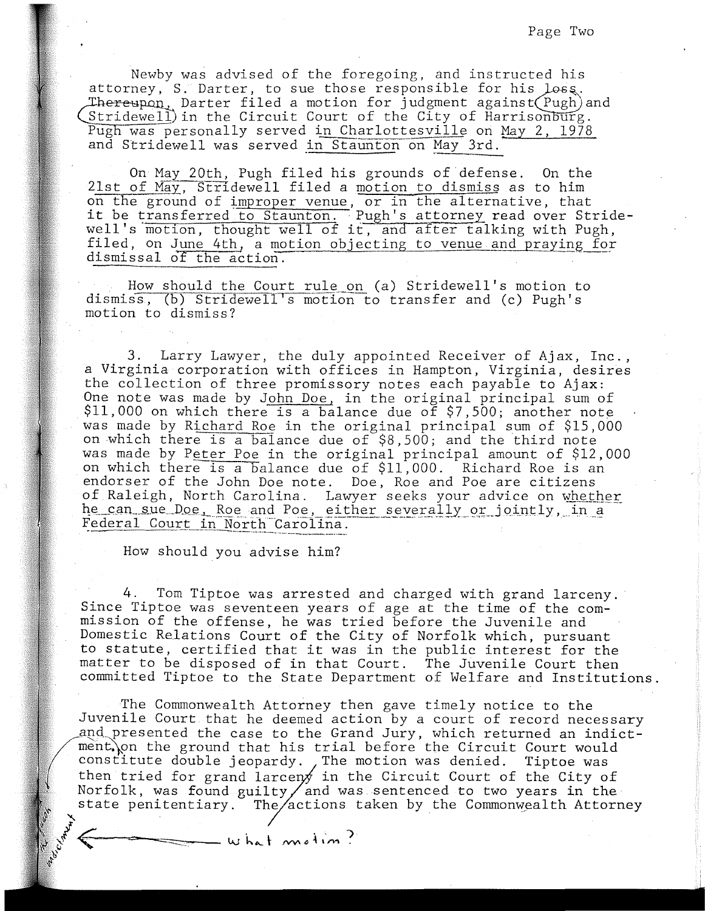Newby was advised of the foregoing, and instructed his attorney, S. Darter, to sue those responsible for his loss. Thereupon, Darter filed a motion for judgment against Pugh and Stridewell in the Circuit Court of the City of Harrisonburg. Pugh was personally served in Charlottesville on May 2, 1978 and Stridewell was served in Staunton on May 3rd.

On May 20th, Pugh filed his grounds of defense. On the 21st of May, Stridewell filed a motion to dismiss as to him on the ground of improper venue, or in the alternative, that it be transferred to Staunton. Pugh's attorney read over Stridewell's motion, thought well of it, and after talking with Pugh, filed, on June 4th, a motion objecting to venue and praying for dismissal of the action.

How should the Court rule on (a) Stridewell's motion to dismiss, (b) Stridewell's motion to transfer and (c) Pugh's motion to dismiss?

3. Larry Lawyer, the duly appointed Receiver of Ajax, Inc., a Virginia corporation with offices in Hampton, Virginia, desires the collection of three promissory notes each payable to Ajax: One note was made by John Doe, in the original principal sum of $11,000 on which there is a balance due of $7,500; another note was made by Richard Roe in the original principal sum of $15,000 on which there is a balance due of $8,500; and the third note was made by Peter Poe in the original principal amount of $12,000 on which there is a balance due of $11,000. Richard Roe is an endorser of the John Doe note. Doe, Roe and Poe are citizens of Raleigh, North Carolina. Lawyer seeks your advice on whether he can sue Doe, Roe and Poe, either severally or jointly, in a Federal Court in North Carolina.

How should you advise him?

4. Tom Tiptoe was arrested and charged with grand larceny. Since Tiptoe was seventeen years of age at the time of the commission of the offense, he was tried before the Juvenile and Domestic Relations Court of the City of Norfolk which, pursuant to statute, certified that it was in the public interest for the matter to be disposed of in that Court. The Juvenile Court then committed Tiptoe to the State Department of Welfare and Institutions.

The Commonwealth Attorney then gave timely notice to the Juvenile Court that he deemed action by a court of record necessary and presented the case to the Grand Jury, which returned an indictment on the ground that his trial before the Circuit Court would constitute double jeopardy. The motion was denied. Tiptoe was then tried for grand larceny in the Circuit Court of the City of Norfolk, was found guilty and was sentenced to two years in the state penitentiary. The actions taken by the Commonwealth Attorney

what motion?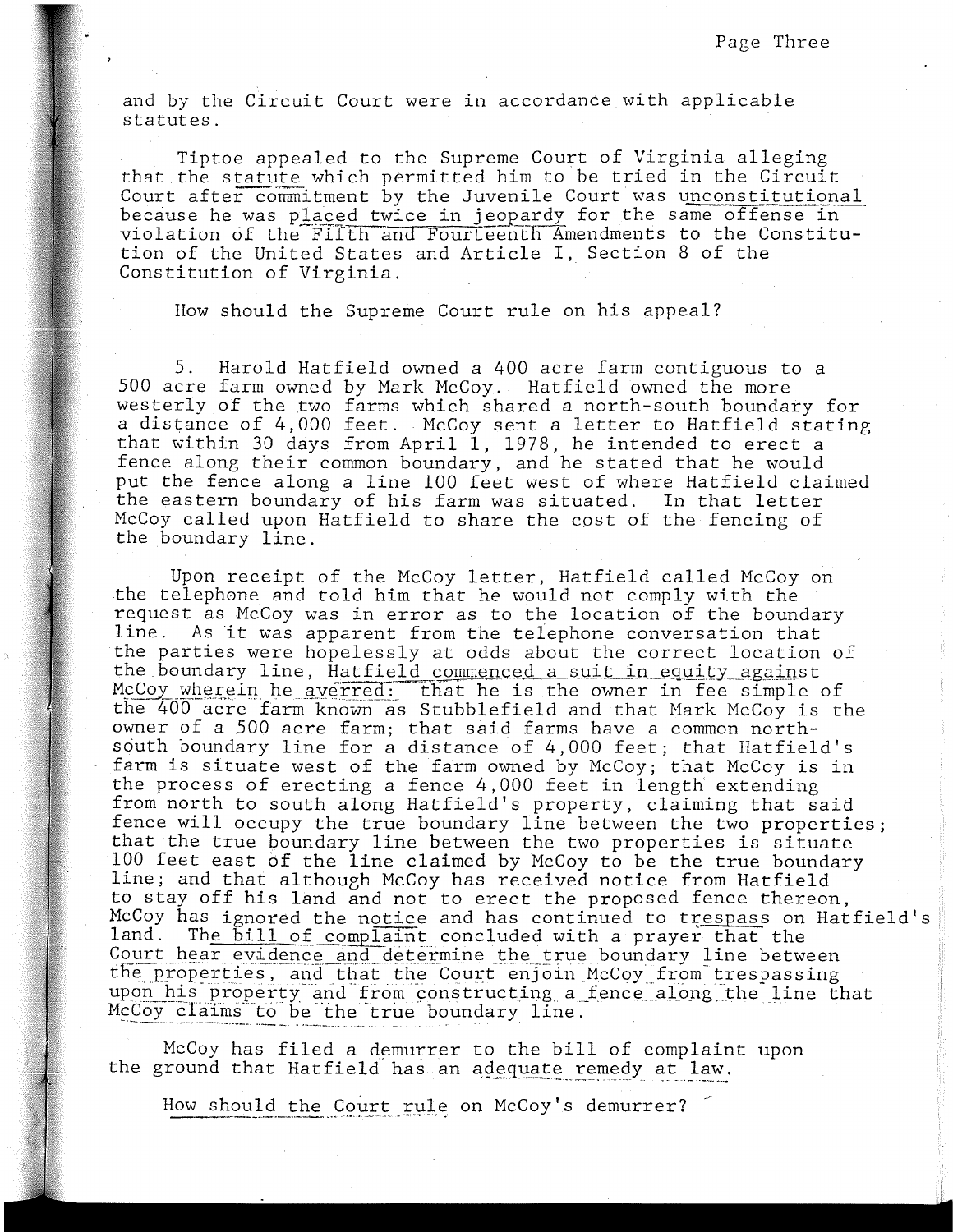and by the Circuit Court were in accordance with applicable statutes.

Tiptoe appealed to the Supreme Court of Virginia alleging that the statute which permitted him to be tried in the Circuit Court after commitment by the Juvenile Court was unconstitutional because he was placed twice in jeopardy for the same offense in violation of the Fifth and Fourteenth Amendments to the Constitution of the United States and Article I, Section 8 of the Constitution of Virginia.

How should the Supreme Court rule on his appeal?

5. Harold Hatfield owned a 400 acre farm contiguous to a 500 acre farm owned by Mark McCoy. Hatfield owned the more westerly of the two farms which shared a north-south boundary for a distance of 4,000 feet. McCoy sent a letter to Hatfield stating that within 30 days from April 1, 1978, he intended to erect a fence along their common boundary, and he stated that he would put the fence along a line 100 feet west of where Hatfield claimed the eastern boundary of his farm was situated. In that letter McCoy called upon Hatfield to share the cost of the fencing of the boundary line.

Upon receipt of the McCoy letter, Hatfield called McCoy on the telephone and told him that he would not comply with the request as McCoy was in error as to the location of the boundary line. As it was apparent from the telephone conversation that the parties were hopelessly at odds about the correct location of the boundary line, Hatfield commenced a suit in equity against McCoy wherein he averred: that he is the owner in fee simple of the 400 acre farm known as Stubblefield and that Mark McCoy is the owner of a 500 acre farm; that said farms have a common north-south boundary line for a distance of 4,000 feet; that Hatfield's farm is situate west of the farm owned by McCoy; that McCoy is in the process of erecting a fence 4,000 feet in length extending from north to south along Hatfield's property, claiming that said fence will occupy the true boundary line between the two properties; that the true boundary line between the two properties is situate 100 feet east of the line claimed by McCoy to be the true boundary line; and that although McCoy has received notice from Hatfield to stay off his land and not to erect the proposed fence thereon, McCoy has ignored the notice and has continued to trespass on Hatfield's land. The bill of complaint concluded with a prayer that the Court hear evidence and determine the true boundary line between the properties, and that the Court enjoin McCoy from trespassing upon his property and from constructing a fence along the line that McCoy claims to be the true boundary line.

McCoy has filed a demurrer to the bill of complaint upon the ground that Hatfield has an adequate remedy at law.

How should the Court rule on McCoy's demurrer?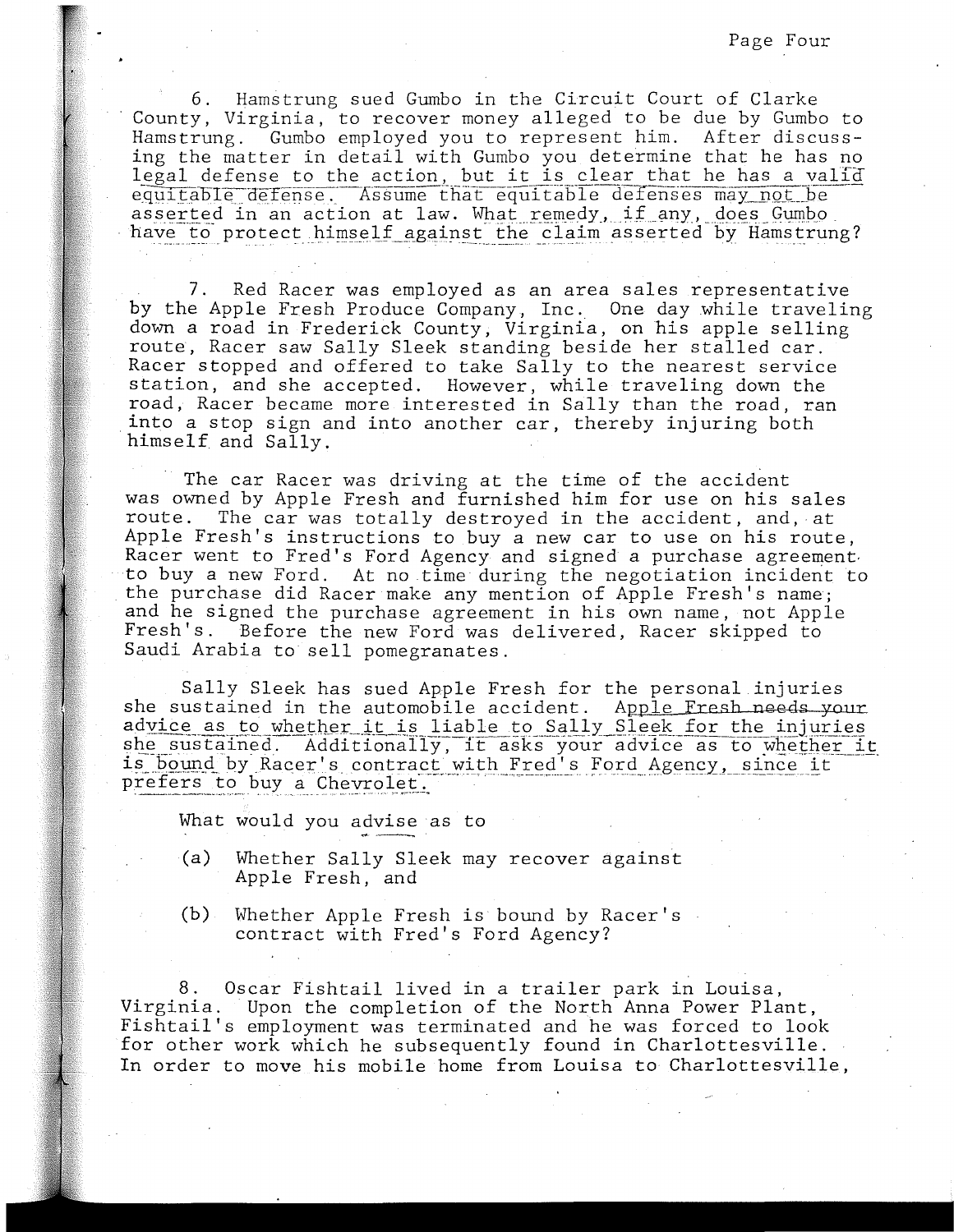6. Hamstrung sued Gumbo in the Circuit Court of Clarke County, Virginia, to recover money alleged to be due by Gumbo to Hamstrung. Gumbo employed you to represent him. After discussing the matter in detail with Gumbo you determine that he has no legal defense to the action, but it is clear that he has a valid equitable defense. Assume that equitable defenses may not be asserted in an action at law. What remedy, if any, does Gumbo have to protect himself against the claim asserted by Hamstrung?

7. Red Racer was employed as an area sales representative by the Apple Fresh Produce Company, Inc. One day while traveling down a road in Frederick County, Virginia, on his apple selling route, Racer saw Sally Sleek standing beside her stalled car. Racer stopped and offered to take Sally to the nearest service station, and she accepted. However, while traveling down the road, Racer became more interested in Sally than the road, ran into a stop sign and into another car, thereby injuring both himself and Sally.

The car Racer was driving at the time of the accident was owned by Apple Fresh and furnished him for use on his sales route. The car was totally destroyed in the accident, and, at Apple Fresh's instructions to buy a new car to use on his route, Racer went to Fred's Ford Agency and signed a purchase agreement to buy a new Ford. At no time during the negotiation incident to the purchase did Racer make any mention of Apple Fresh's name; and he signed the purchase agreement in his own name, not Apple Fresh's. Before the new Ford was delivered, Racer skipped to Saudi Arabia to sell pomegranates.

Sally Sleek has sued Apple Fresh for the personal injuries she sustained in the automobile accident. Apple Fresh needs your advice as to whether it is liable to Sally Sleek for the injuries she sustained. Additionally, it asks your advice as to whether it is bound by Racer's contract with Fred's Ford Agency, since it prefers to buy a Chevrolet.

What would you advise as to

(a) Whether Sally Sleek may recover against Apple Fresh, and

(b) Whether Apple Fresh is bound by Racer's contract with Fred's Ford Agency?

8. Oscar Fishtail lived in a trailer park in Louisa, Virginia. Upon the completion of the North Anna Power Plant, Fishtail's employment was terminated and he was forced to look for other work which he subsequently found in Charlottesville. In order to move his mobile home from Louisa to Charlottesville,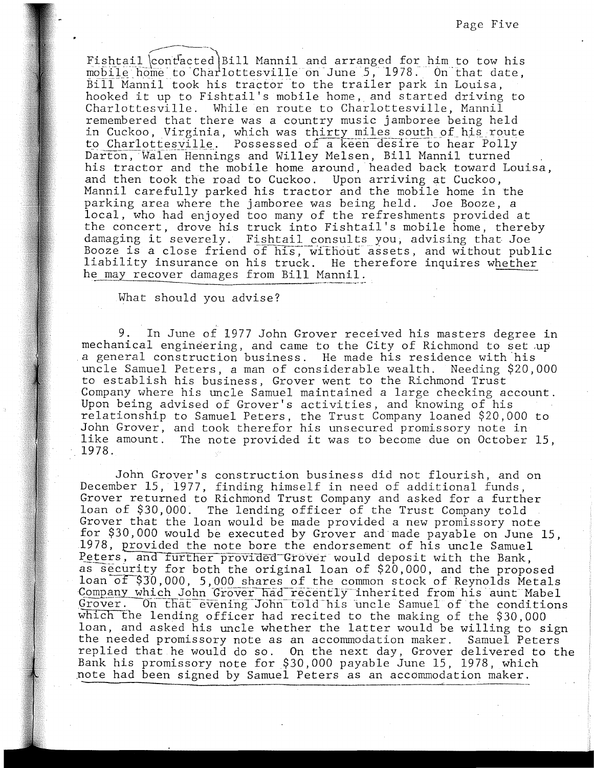Fishtail contacted Bill Mannil and arranged for him to tow his mobile home to Charlottesville on June 5, 1978. On that date, Bill Mannil took his tractor to the trailer park in Louisa, hooked it up to Fishtail's mobile home, and started driving to Charlottesville. While en route to Charlottesville, Mannil remembered that there was a country music jamboree being held in Cuckoo, Virginia, which was thirty miles south of his route to Charlottesville. Possessed of a keen desire to hear Polly Darton, Walen Hennings and Willey Melsen, Bill Mannil turned his tractor and the mobile home around, headed back toward Louisa, and then took the road to Cuckoo. Upon arriving at Cuckoo, Mannil carefully parked his tractor and the mobile home in the parking area where the jamboree was being held. Joe Booze, a local, who had enjoyed too many of the refreshments provided at the concert, drove his truck into Fishtail's mobile home, thereby damaging it severely. Fishtail consults you, advising that Joe Booze is a close friend of his, without assets, and without public liability insurance on his truck. He therefore inquires whether he may recover damages from Bill Mannil.

What should you advise?

9. In June of 1977 John Grover received his masters degree in mechanical engineering, and came to the City of Richmond to set up a general construction business. He made his residence with his uncle Samuel Peters, a man of considerable wealth. Needing $20,000 to establish his business, Grover went to the Richmond Trust Company where his uncle Samuel maintained a large checking account. Upon being advised of Grover's activities, and knowing of his relationship to Samuel Peters, the Trust Company loaned $20,000 to John Grover, and took therefor his unsecured promissory note in like amount. The note provided it was to become due on October 15, 1978.

John Grover's construction business did not flourish, and on December 15, 1977, finding himself in need of additional funds, Grover returned to Richmond Trust Company and asked for a further loan of $30,000. The lending officer of the Trust Company told Grover that the loan would be made provided a new promissory note for $30,000 would be executed by Grover and made payable on June 15, 1978, provided the note bore the endorsement of his uncle Samuel Peters, and further provided Grover would deposit with the Bank, as security for both the original loan of $20,000, and the proposed loan of $30,000, 5,000 shares of the common stock of Reynolds Metals Company which John Grover had recently inherited from his aunt Mabel Grover. On that evening John told his uncle Samuel of the conditions which the lending officer had recited to the making of the $30,000 loan, and asked his uncle whether the latter would be willing to sign the needed promissory note as an accommodation maker. Samuel Peters replied that he would do so. On the next day, Grover delivered to the Bank his promissory note for $30,000 payable June 15, 1978, which note had been signed by Samuel Peters as an accommodation maker.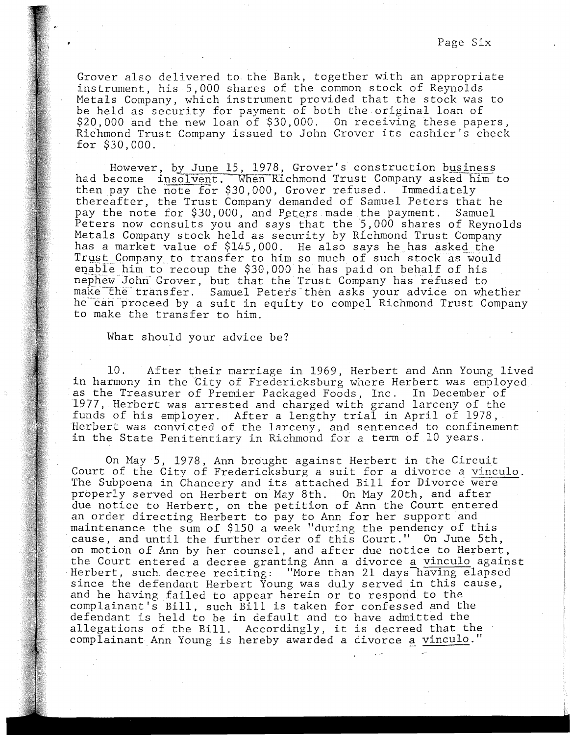Grover also delivered to the Bank, together with an appropriate instrument, his 5,000 shares of the common stock of Reynolds Metals Company, which instrument provided that the stock was to be held as security for payment of both the original loan of $20,000 and the new loan of $30,000. On receiving these papers, Richmond Trust Company issued to John Grover its cashier's check for $30,000.

However, by June 15, 1978, Grover's construction business had become insolvent. When Richmond Trust Company asked him to then pay the note for $30,000, Grover refused. Immediately thereafter, the Trust Company demanded of Samuel Peters that he pay the note for $30,000, and Peters made the payment. Samuel Peters now consults you and says that the 5,000 shares of Reynolds Metals Company stock held as security by Richmond Trust Company has a market value of $145,000. He also says he has asked the Trust Company to transfer to him so much of such stock as would enable him to recoup the $30,000 he has paid on behalf of his nephew John Grover, but that the Trust Company has refused to make the transfer. Samuel Peters then asks your advice on whether he can proceed by a suit in equity to compel Richmond Trust Company to make the transfer to him.

What should your advice be?

10. After their marriage in 1969, Herbert and Ann Young lived in harmony in the City of Fredericksburg where Herbert was employed as the Treasurer of Premier Packaged Foods, Inc. In December of 1977, Herbert was arrested and charged with grand larceny of the funds of his employer. After a lengthy trial in April of 1978, Herbert was convicted of the larceny, and sentenced to confinement in the State Penitentiary in Richmond for a term of 10 years.

On May 5, 1978, Ann brought against Herbert in the Circuit Court of the City of Fredericksburg a suit for a divorce a vinculo. The Subpoena in Chancery and its attached Bill for Divorce were properly served on Herbert on May 8th. On May 20th, and after due notice to Herbert, on the petition of Ann the Court entered an order directing Herbert to pay to Ann for her support and maintenance the sum of $150 a week "during the pendency of this cause, and until the further order of this Court." On June 5th, on motion of Ann by her counsel, and after due notice to Herbert, the Court entered a decree granting Ann a divorce a vinculo against Herbert, such decree reciting: "More than 21 days having elapsed since the defendant Herbert Young was duly served in this cause, and he having failed to appear herein or to respond to the complainant's Bill, such Bill is taken for confessed and the defendant is held to be in default and to have admitted the allegations of the Bill. Accordingly, it is decreed that the complainant Ann Young is hereby awarded a divorce a vinculo."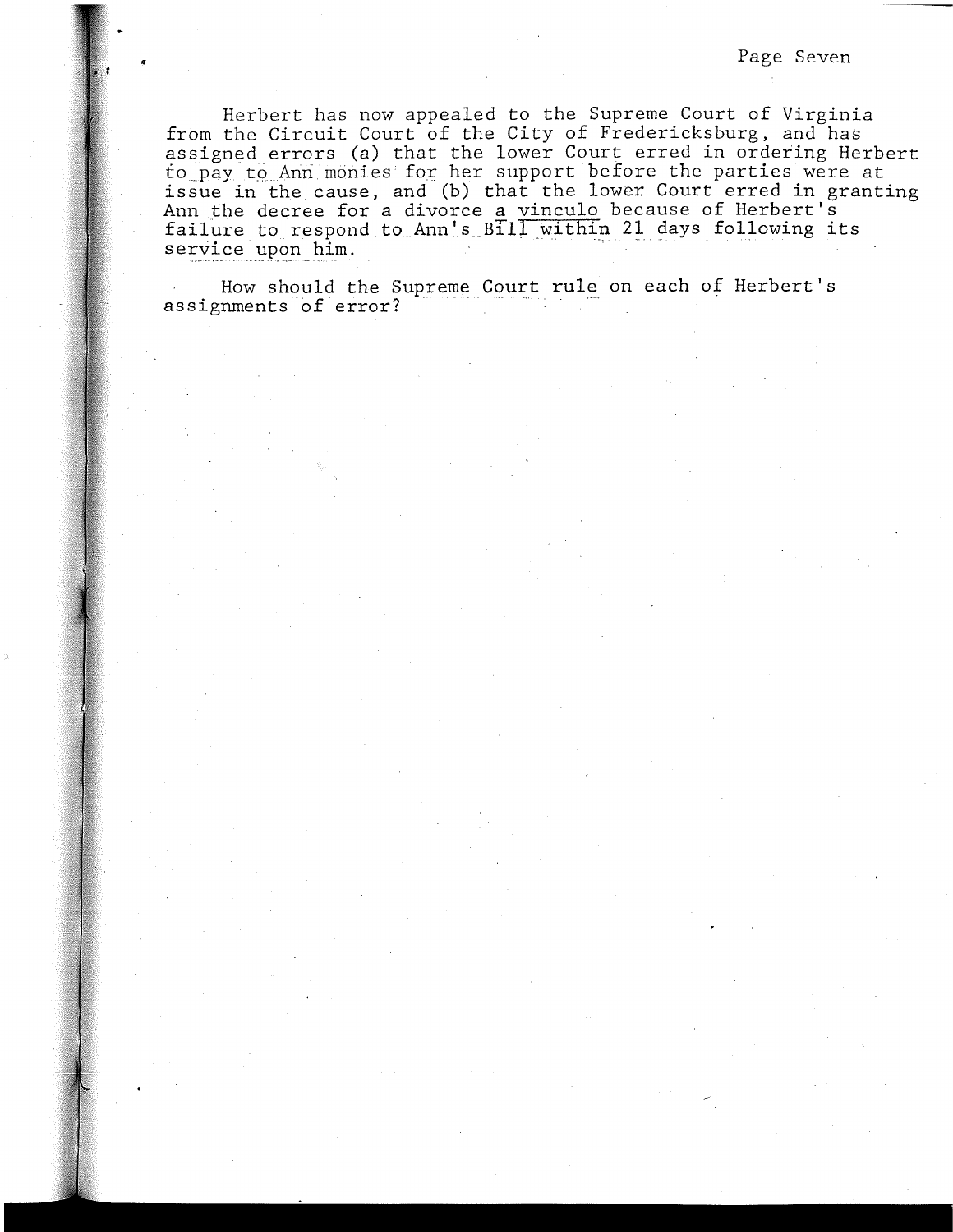Herbert has now appealed to the Supreme Court of Virginia from the Circuit Court of the City of Fredericksburg, and has assigned errors (a) that the lower Court erred in ordering Herbert to pay to Ann monies for her support before the parties were at issue in the cause, and (b) that the lower Court erred in granting Ann the decree for a divorce a *vinculo* because of Herbert's failure to respond to Ann's Bill within 21 days following its service upon him.

How should the Supreme Court rule on each of Herbert's assignments of error?